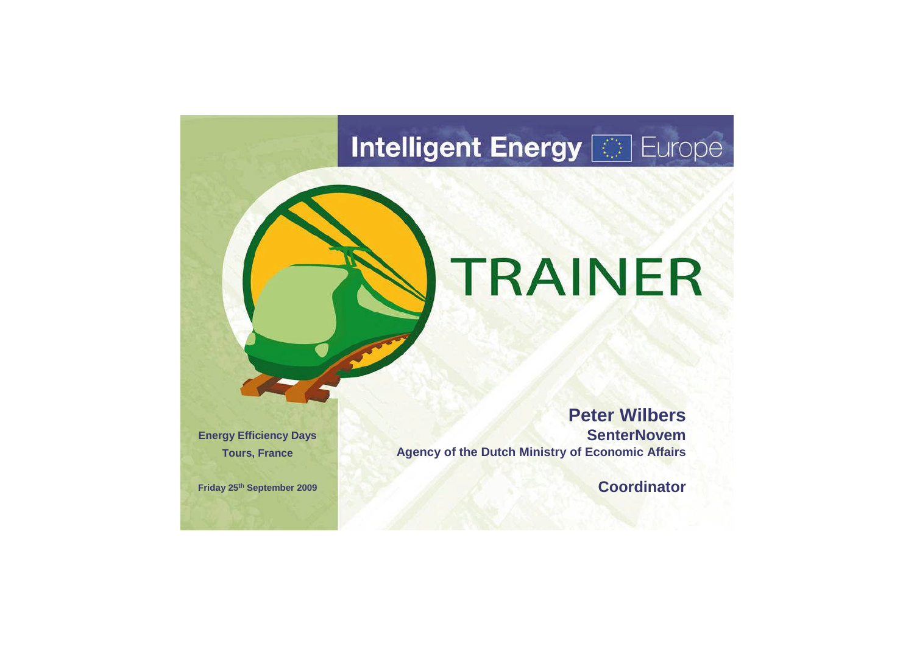Intelligent Energy Europe

# TRAINER

**Peter Wilbers**
**SenterNovem**
**Agency of the Dutch Ministry of Economic Affairs**

**Coordinator**

**Energy Efficiency Days**
**Tours, France**

**Friday 25th September 2009**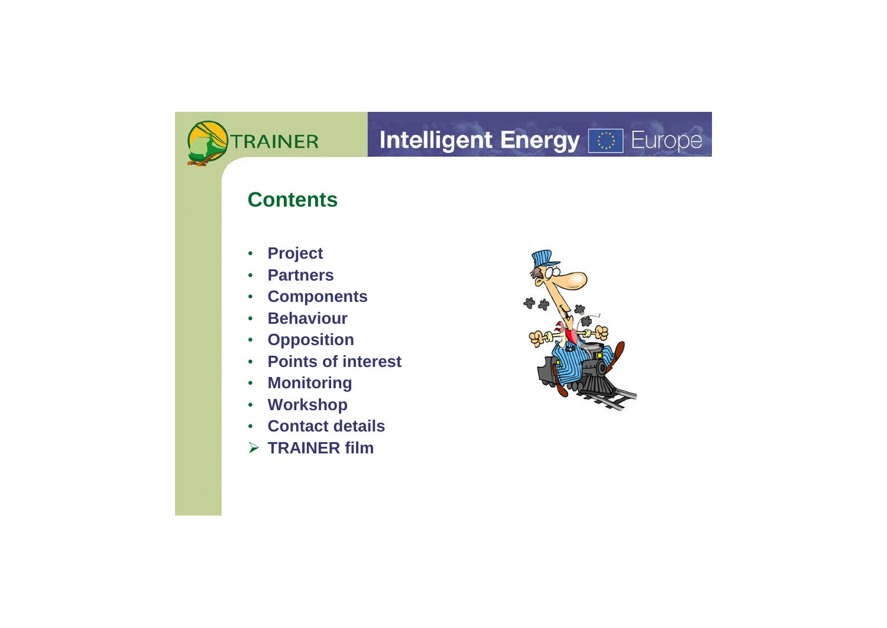## Contents

- Project
- Partners
- Components
- Behaviour
- Opposition
- Points of interest
- Monitoring
- Workshop
- Contact details
- TRAINER film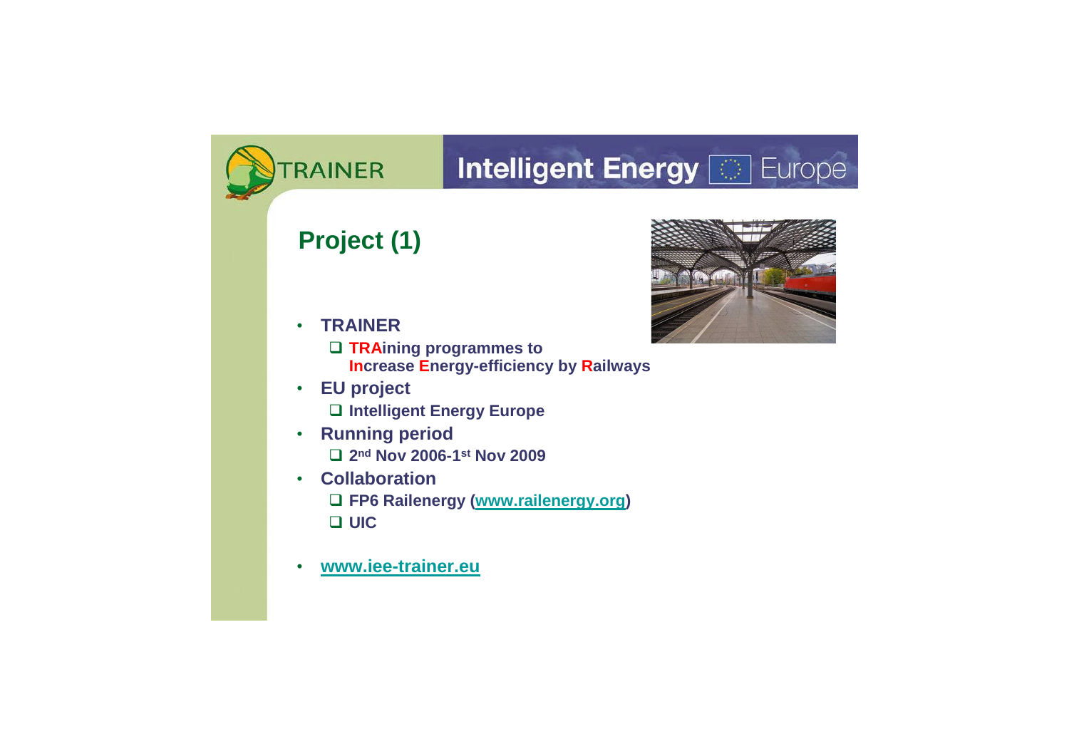## Project (1)

- **TRAINER**
  - **TRAining programmes to Increase Energy-efficiency by Railways**
- **EU project**
  - **Intelligent Energy Europe**
- **Running period**
  - **2nd Nov 2006-1st Nov 2009**
- **Collaboration**
  - **FP6 Railenergy (www.railenergy.org)**
  - **UIC**
- **www.iee-trainer.eu**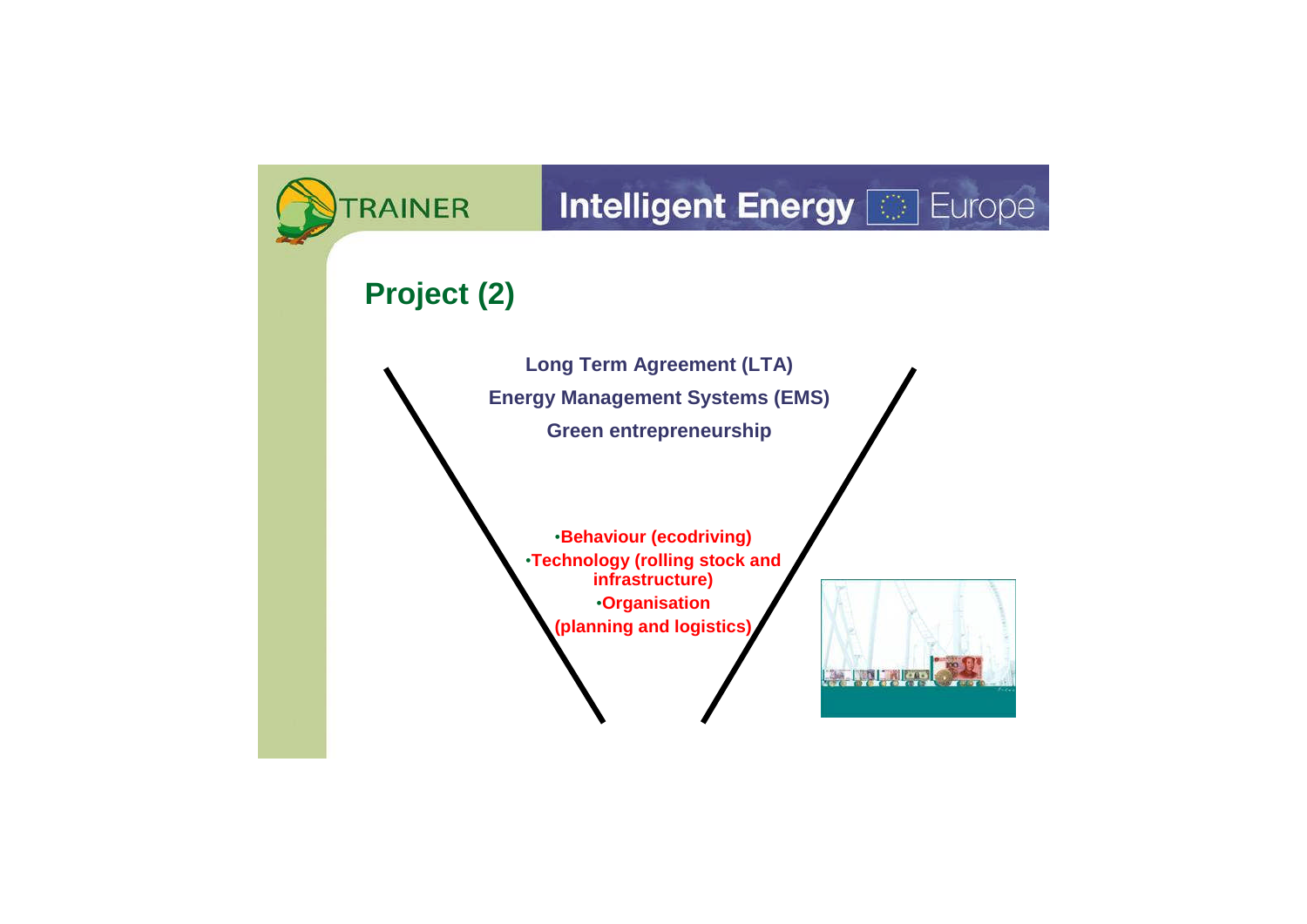## Project (2)

**Long Term Agreement (LTA)**

**Energy Management Systems (EMS)**

**Green entrepreneurship**

- **Behaviour (ecodriving)**
- **Technology (rolling stock and infrastructure)**
- **Organisation (planning and logistics)**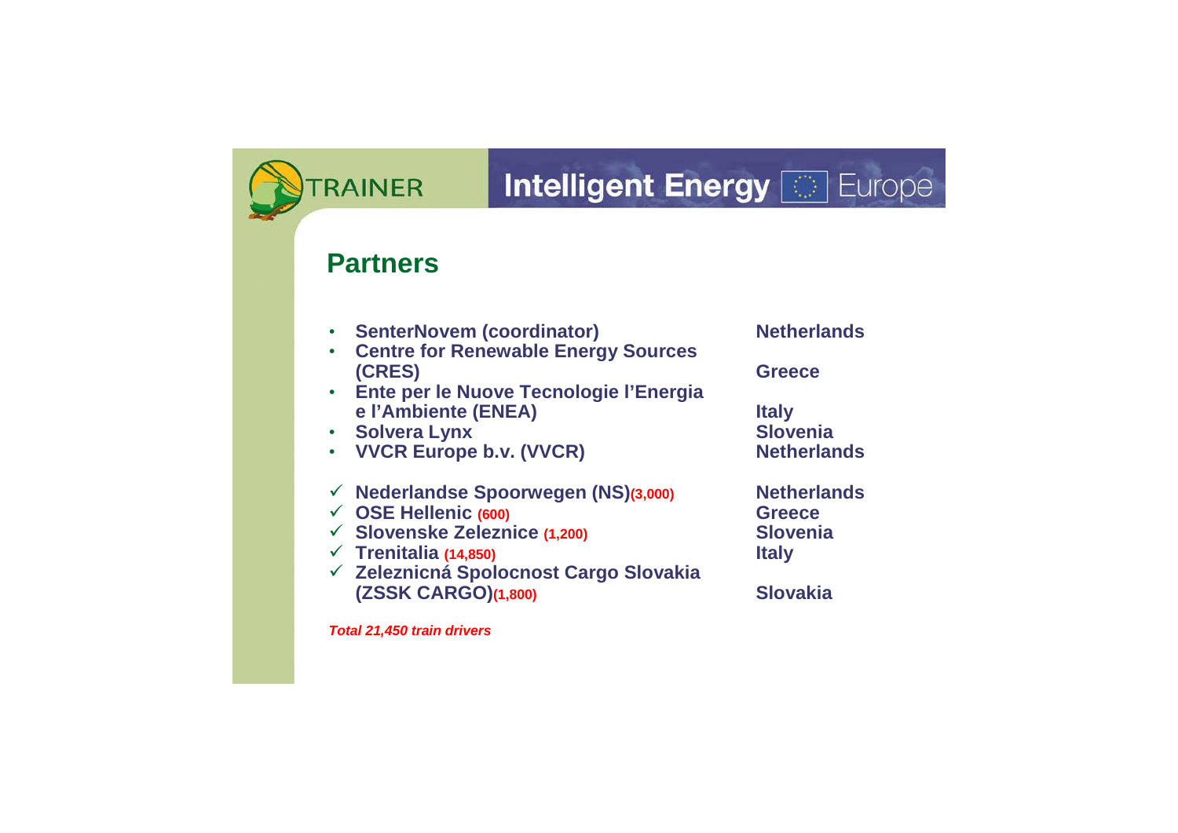TRAINER

Intelligent Energy Europe

## Partners

| Partner | Country |
|---|---|
| • SenterNovem (coordinator) | Netherlands |
| • Centre for Renewable Energy Sources (CRES) | Greece |
| • Ente per le Nuove Tecnologie l'Energia e l'Ambiente (ENEA) | Italy |
| • Solvera Lynx | Slovenia |
| • VVCR Europe b.v. (VVCR) | Netherlands |
| ✓ Nederlandse Spoorwegen (NS) (3,000) | Netherlands |
| ✓ OSE Hellenic (600) | Greece |
| ✓ Slovenske Zeleznice (1,200) | Slovenia |
| ✓ Trenitalia (14,850) | Italy |
| ✓ Zeleznicná Spolocnost Cargo Slovakia (ZSSK CARGO) (1,800) | Slovakia |

*Total 21,450 train drivers*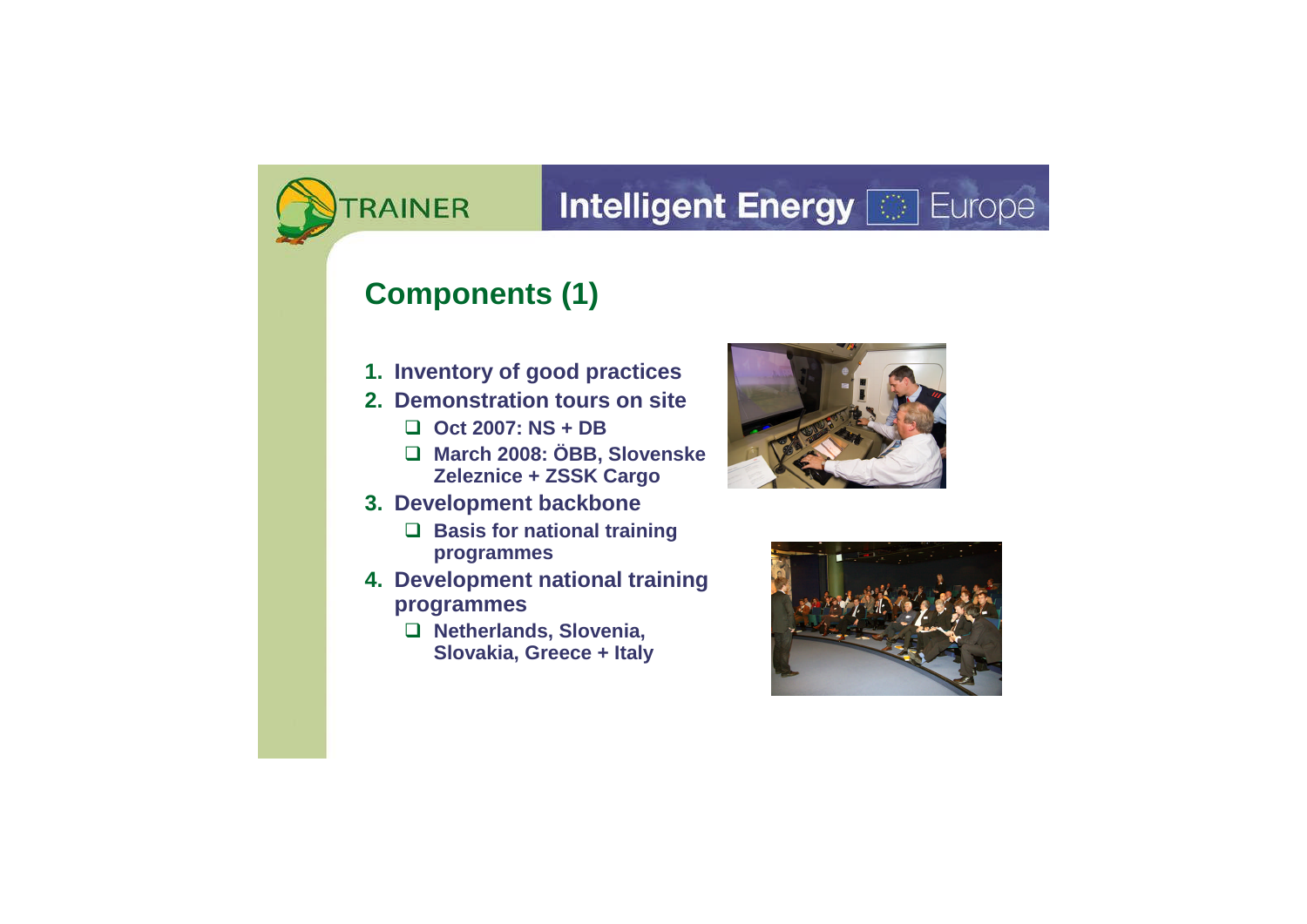## Components (1)

1. **Inventory of good practices**
2. **Demonstration tours on site**
   - **Oct 2007: NS + DB**
   - **March 2008: ÖBB, Slovenske Zeleznice + ZSSK Cargo**
3. **Development backbone**
   - **Basis for national training programmes**
4. **Development national training programmes**
   - **Netherlands, Slovenia, Slovakia, Greece + Italy**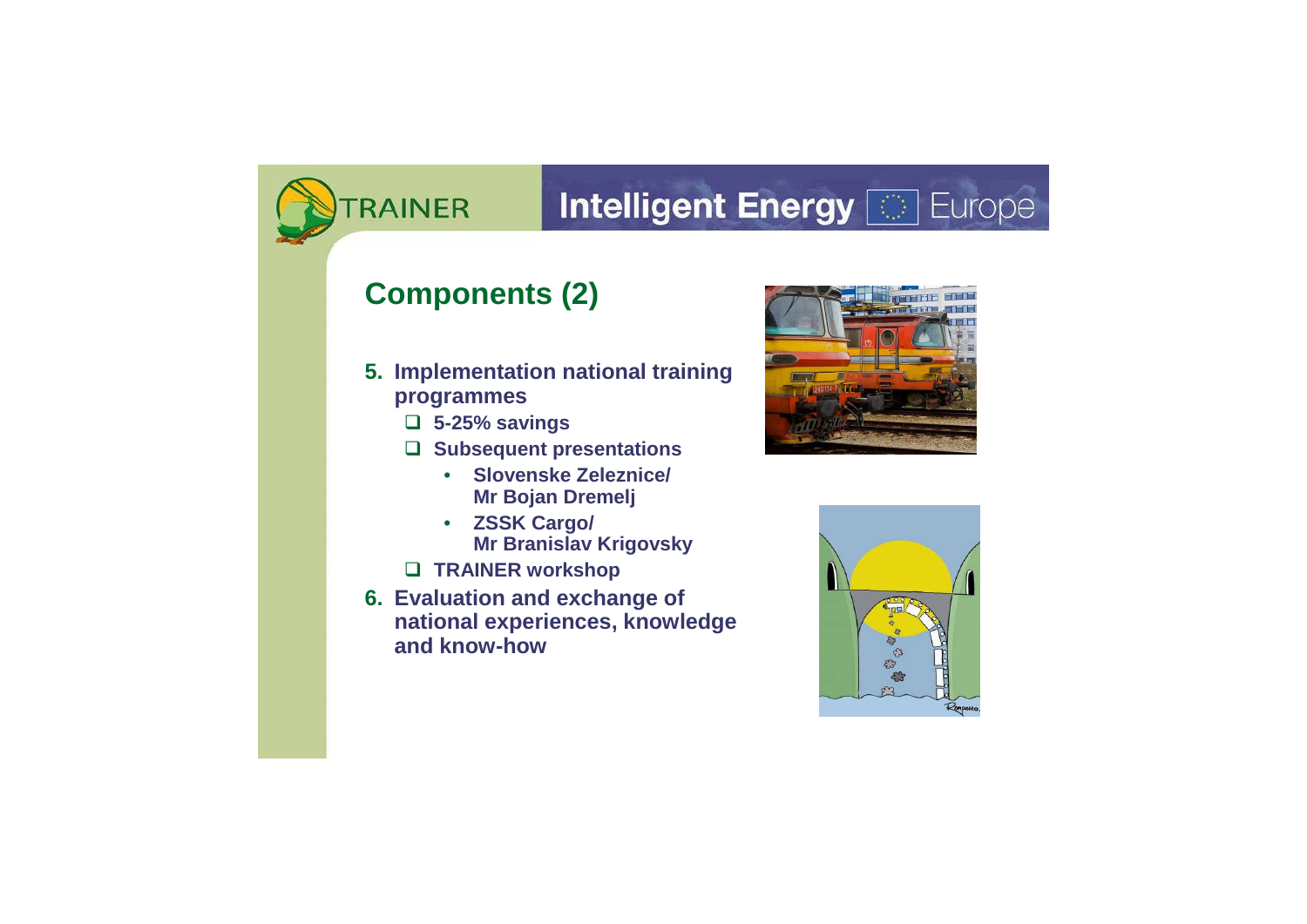## Components (2)

5. **Implementation national training programmes**
   - 5-25% savings
   - Subsequent presentations
     - Slovenske Zeleznice/ Mr Bojan Dremelj
     - ZSSK Cargo/ Mr Branislav Krigovsky
   - TRAINER workshop
6. **Evaluation and exchange of national experiences, knowledge and know-how**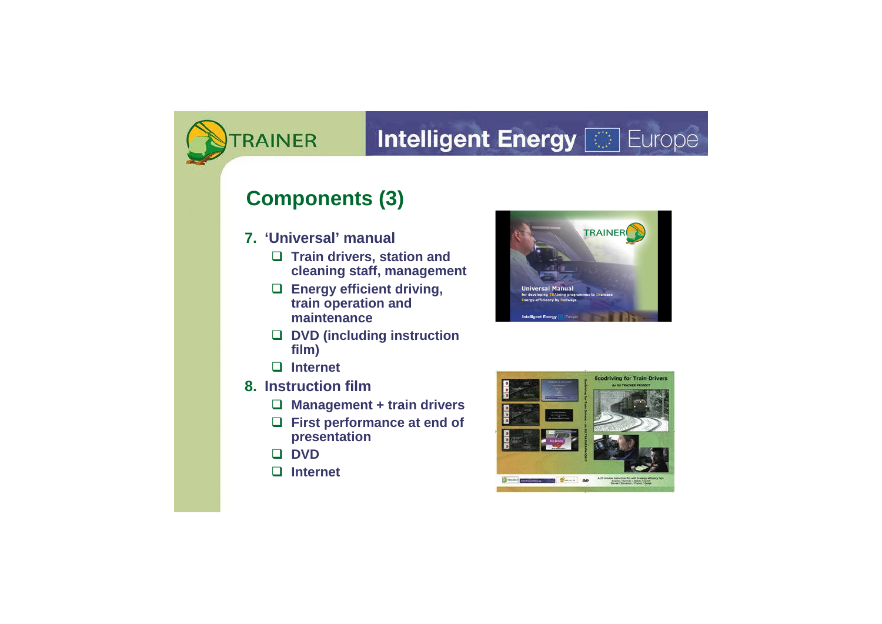## Components (3)

7. **'Universal' manual**
   - **Train drivers, station and cleaning staff, management**
   - **Energy efficient driving, train operation and maintenance**
   - **DVD (including instruction film)**
   - **Internet**
8. **Instruction film**
   - **Management + train drivers**
   - **First performance at end of presentation**
   - **DVD**
   - **Internet**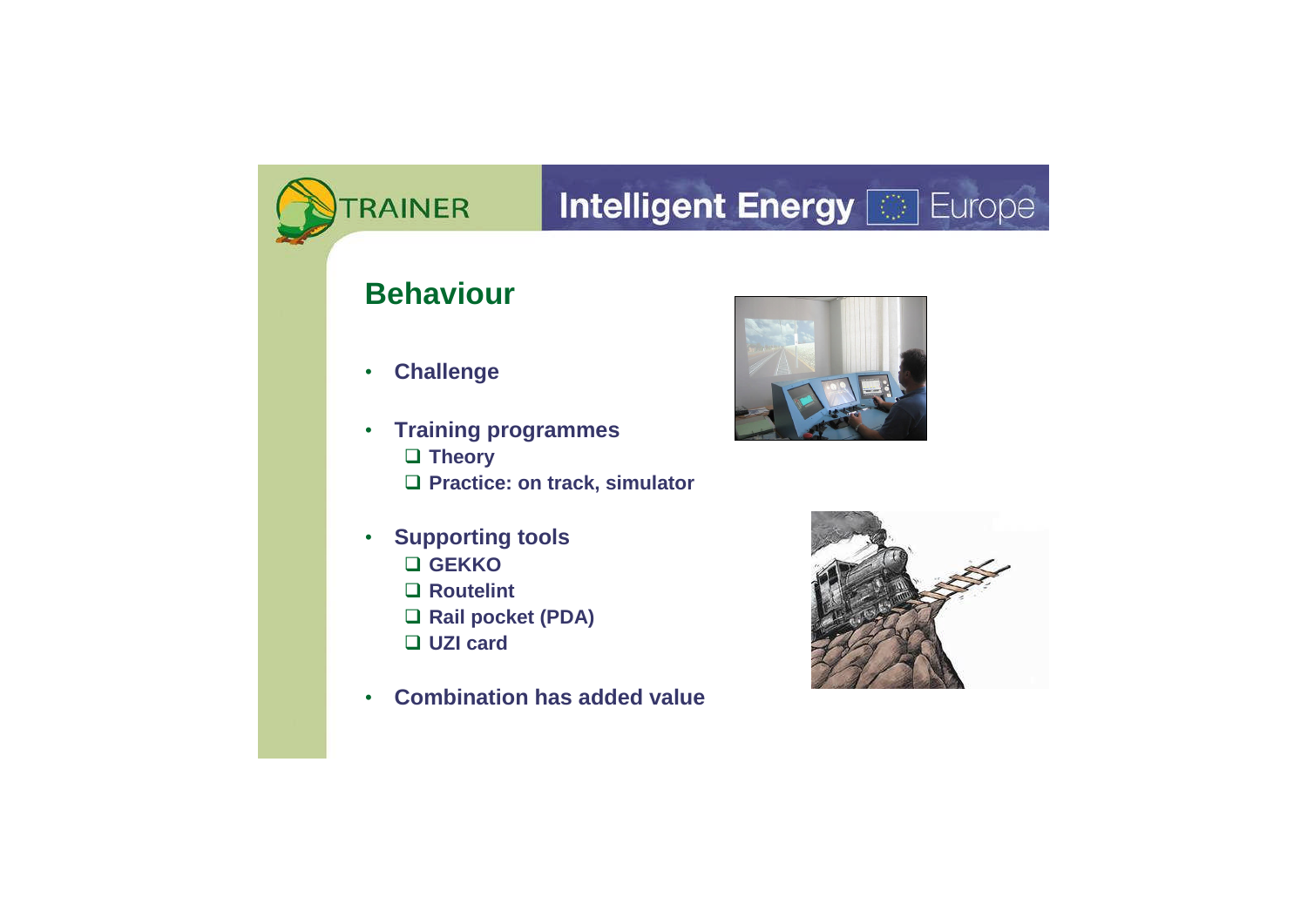## Behaviour

- **Challenge**
- **Training programmes**
  - **Theory**
  - **Practice: on track, simulator**
- **Supporting tools**
  - **GEKKO**
  - **Routelint**
  - **Rail pocket (PDA)**
  - **UZI card**
- **Combination has added value**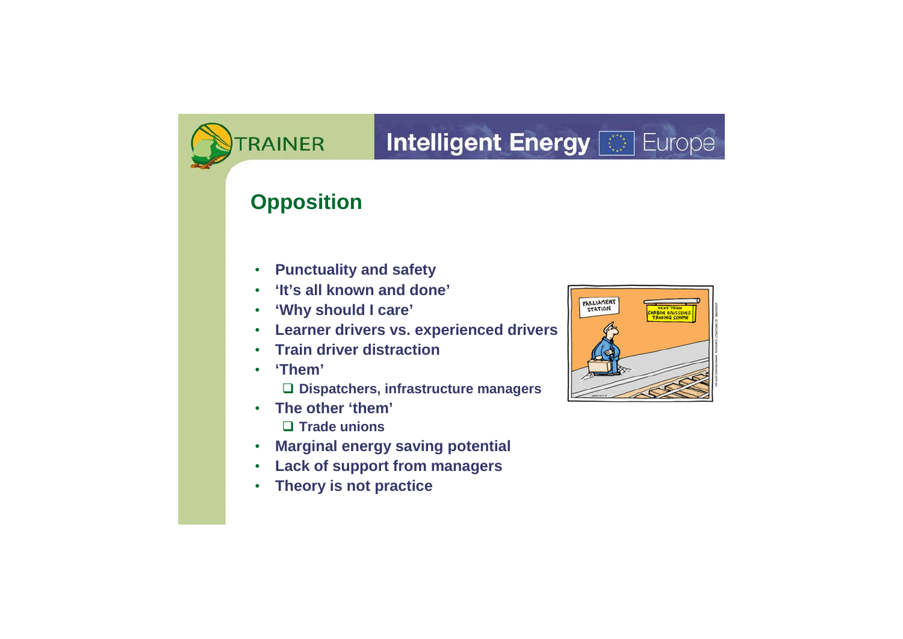# Opposition

- Punctuality and safety
- 'It's all known and done'
- 'Why should I care'
- Learner drivers vs. experienced drivers
- Train driver distraction
- 'Them'
  - Dispatchers, infrastructure managers
- The other 'them'
  - Trade unions
- Marginal energy saving potential
- Lack of support from managers
- Theory is not practice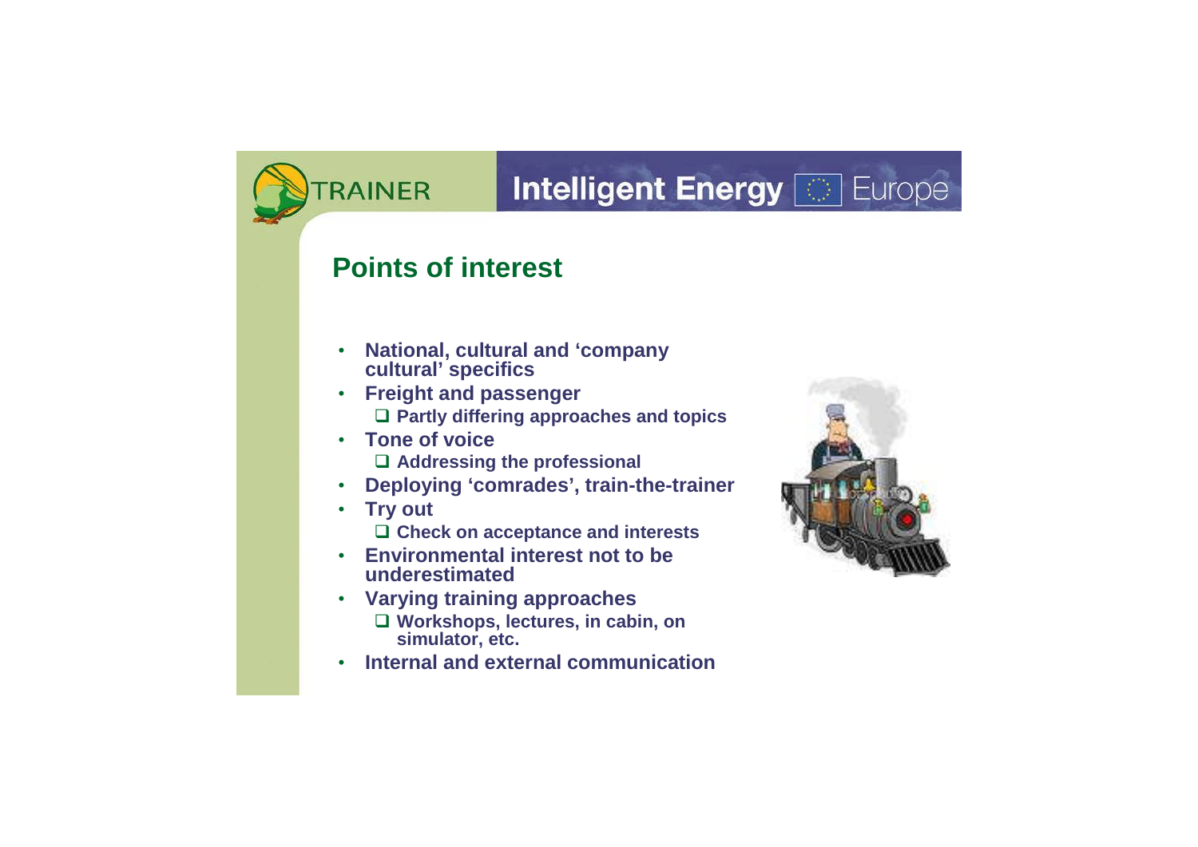## Points of interest

- National, cultural and 'company cultural' specifics
- Freight and passenger
  - Partly differing approaches and topics
- Tone of voice
  - Addressing the professional
- Deploying 'comrades', train-the-trainer
- Try out
  - Check on acceptance and interests
- Environmental interest not to be underestimated
- Varying training approaches
  - Workshops, lectures, in cabin, on simulator, etc.
- Internal and external communication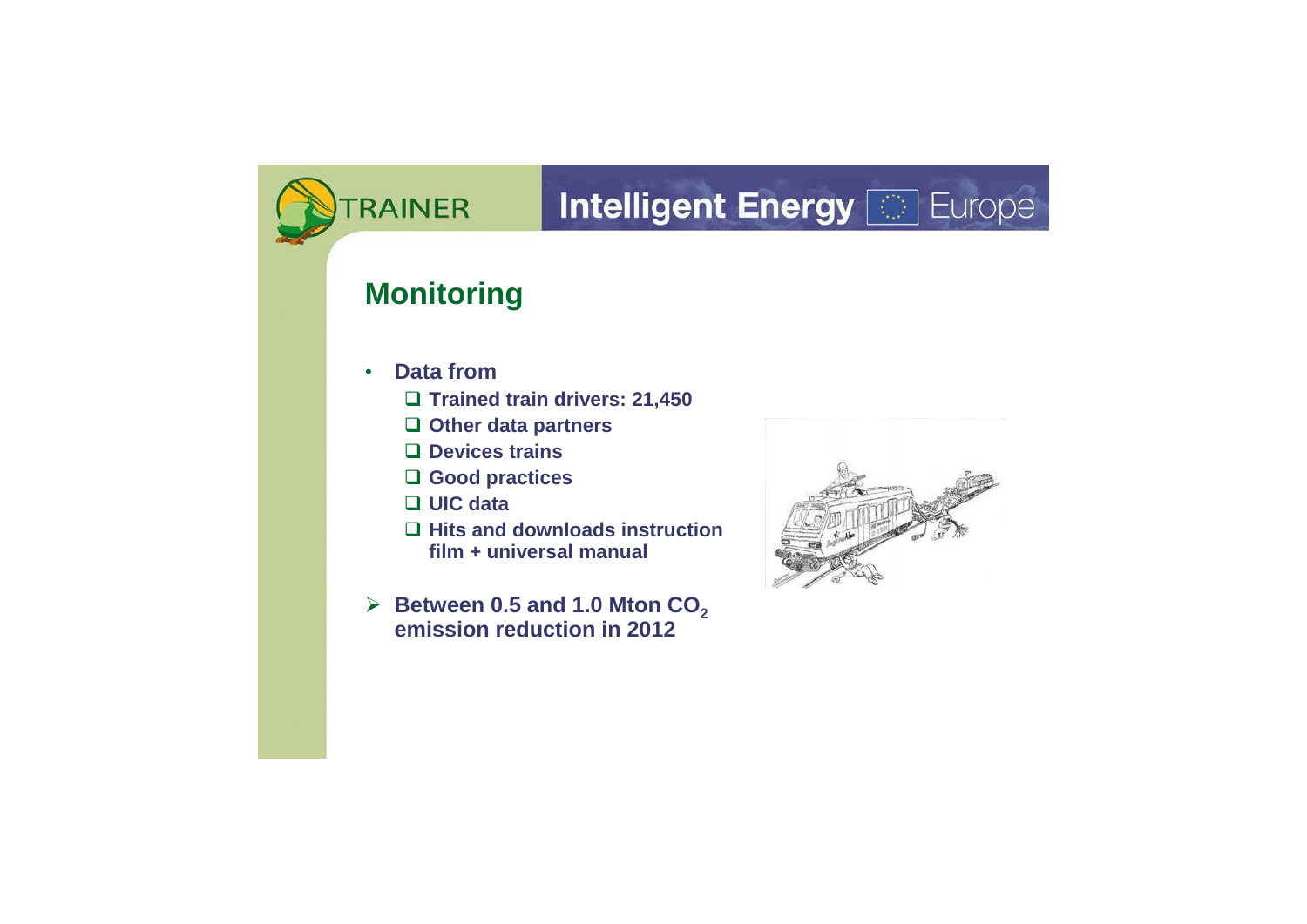## Monitoring

- **Data from**
  - **Trained train drivers: 21,450**
  - **Other data partners**
  - **Devices trains**
  - **Good practices**
  - **UIC data**
  - **Hits and downloads instruction film + universal manual**

- **Between 0.5 and 1.0 Mton $CO_2$ emission reduction in 2012**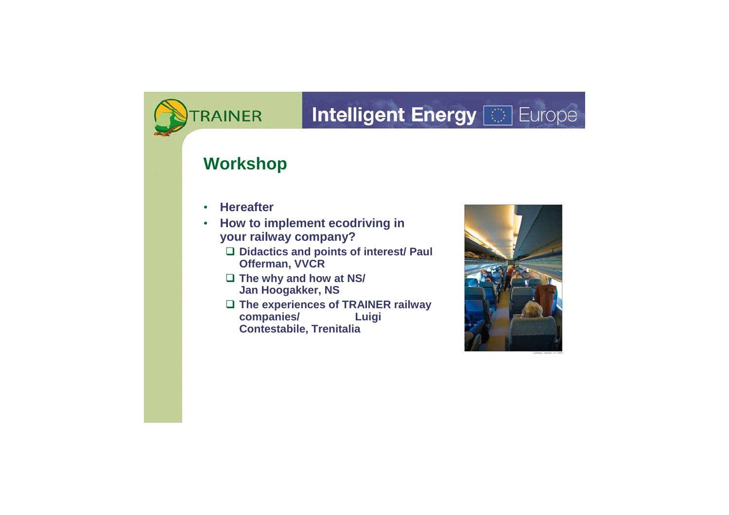## Workshop

- **Hereafter**
- **How to implement ecodriving in your railway company?**
  - **Didactics and points of interest/ Paul Offerman, VVCR**
  - **The why and how at NS/ Jan Hoogakker, NS**
  - **The experiences of TRAINER railway companies/ Luigi Contestabile, Trenitalia**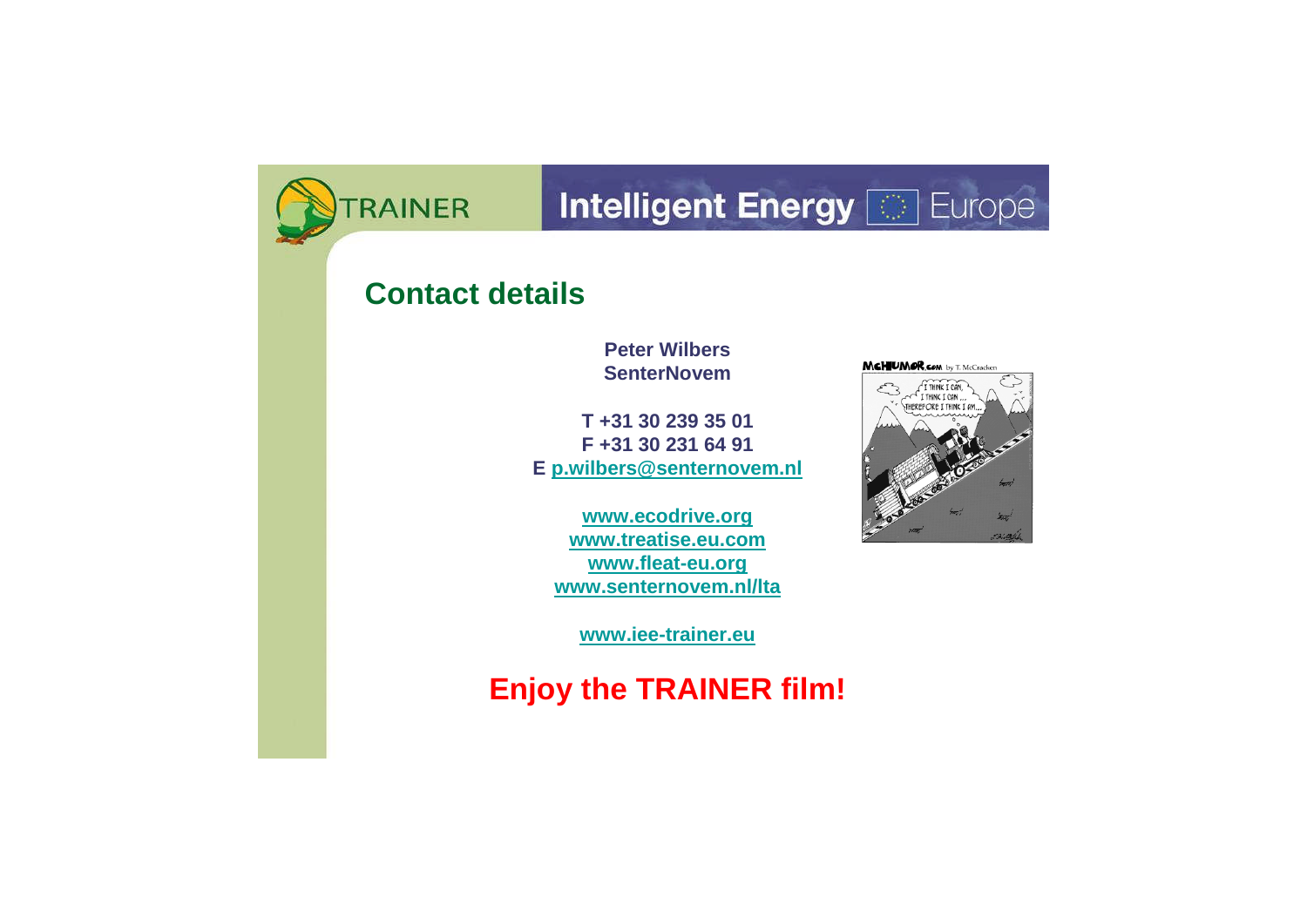TRAINER

Intelligent Energy Europe

## Contact details

**Peter Wilbers**
**SenterNovem**

**T +31 30 239 35 01**
**F +31 30 231 64 91**
**E p.wilbers@senternovem.nl**

**www.ecodrive.org**
**www.treatise.eu.com**
**www.fleat-eu.org**
**www.senternovem.nl/lta**

**www.iee-trainer.eu**

**Enjoy the TRAINER film!**